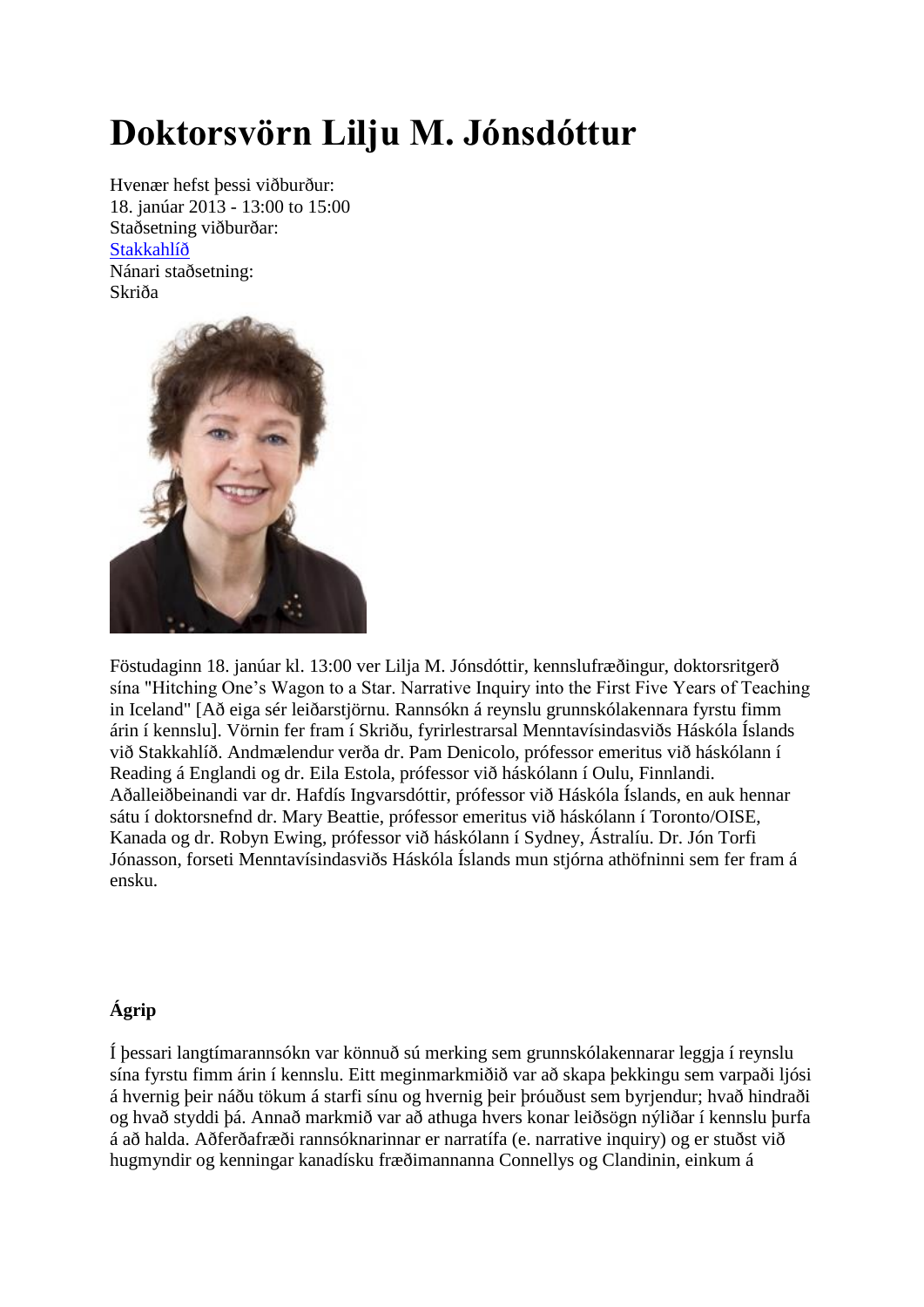# Doktorsvörn Lilju M. Jónsdóttur

Hvenær hefst þessi viðburður:
18. janúar 2013 - 13:00 to 15:00
Staðsetning viðburðar:
Stakkahlíð
Nánari staðsetning:
Skriða

Föstudaginn 18. janúar kl. 13:00 ver Lilja M. Jónsdóttir, kennslufræðingur, doktorsritgerð sína "Hitching One's Wagon to a Star. Narrative Inquiry into the First Five Years of Teaching in Iceland" [Að eiga sér leiðarstjörnu. Rannsókn á reynslu grunnskólakennara fyrstu fimm árin í kennslu]. Vörnin fer fram í Skriðu, fyrirlestrarsal Menntavísindasviðs Háskóla Íslands við Stakkahlíð. Andmælendur verða dr. Pam Denicolo, prófessor emeritus við háskólann í Reading á Englandi og dr. Eila Estola, prófessor við háskólann í Oulu, Finnlandi. Aðalleiðbeinandi var dr. Hafdís Ingvarsdóttir, prófessor við Háskóla Íslands, en auk hennar sátu í doktorsnefnd dr. Mary Beattie, prófessor emeritus við háskólann í Toronto/OISE, Kanada og dr. Robyn Ewing, prófessor við háskólann í Sydney, Ástralíu. Dr. Jón Torfi Jónasson, forseti Menntavísindasviðs Háskóla Íslands mun stjórna athöfninni sem fer fram á ensku.

**Ágrip**

Í þessari langtímarannsókn var könnuð sú merking sem grunnskólakennarar leggja í reynslu sína fyrstu fimm árin í kennslu. Eitt meginmarkmiðið var að skapa þekkingu sem varpaði ljósi á hvernig þeir náðu tökum á starfi sínu og hvernig þeir þróuðust sem byrjendur; hvað hindraði og hvað styddi þá. Annað markmið var að athuga hvers konar leiðsögn nýliðar í kennslu þurfa á að halda. Aðferðafræði rannsóknarinnar er narratífa (e. narrative inquiry) og er stuðst við hugmyndir og kenningar kanadísku fræðimannanna Connellys og Clandinin, einkum á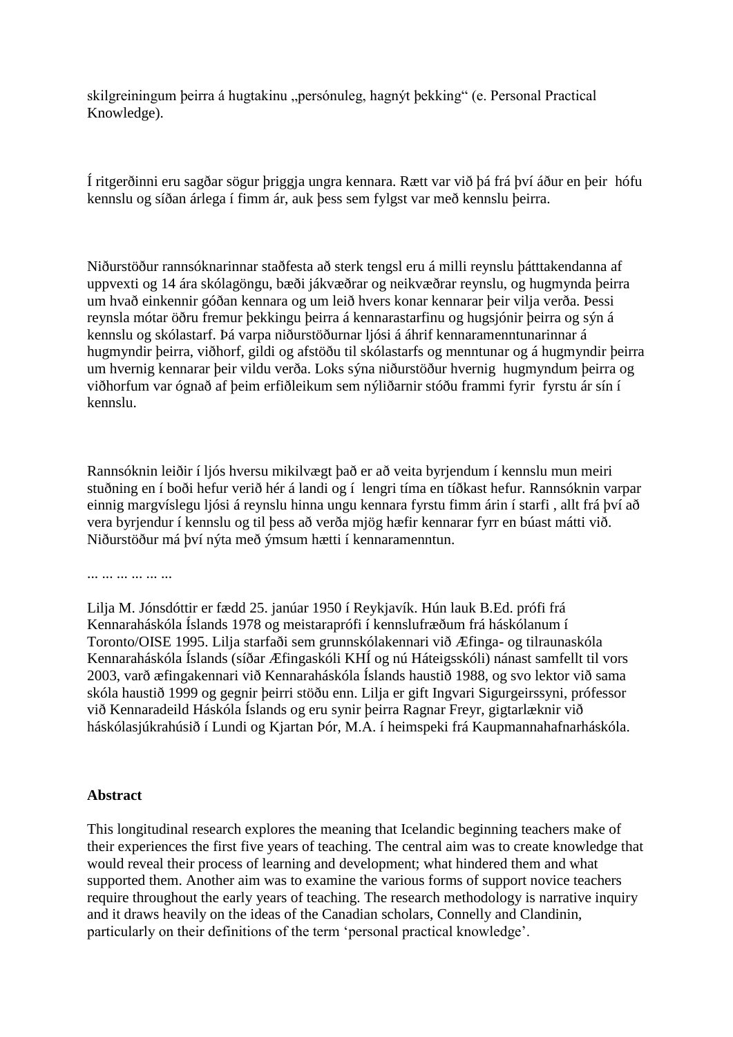skilgreiningum þeirra á hugtakinu „persónuleg, hagnýt þekking“ (e. Personal Practical Knowledge).

Í ritgerðinni eru sagðar sögur þriggja ungra kennara. Rætt var við þá frá því áður en þeir hófu kennslu og síðan árlega í fimm ár, auk þess sem fylgst var með kennslu þeirra.

Niðurstöður rannsóknarinnar staðfesta að sterk tengsl eru á milli reynslu þátttakendanna af uppvexti og 14 ára skólagöngu, bæði jákvæðrar og neikvæðrar reynslu, og hugmynda þeirra um hvað einkennir góðan kennara og um leið hvers konar kennarar þeir vilja verða. Þessi reynsla mótar öðru fremur þekkingu þeirra á kennarastarfinu og hugsjónir þeirra og sýn á kennslu og skólastarf. Þá varpa niðurstöðurnar ljósi á áhrif kennaramenntunarinnar á hugmyndir þeirra, viðhorf, gildi og afstöðu til skólastarfs og menntunar og á hugmyndir þeirra um hvernig kennarar þeir vildu verða. Loks sýna niðurstöður hvernig hugmyndum þeirra og viðhorfum var ógnað af þeim erfiðleikum sem nýliðarnir stóðu frammi fyrir fyrstu ár sín í kennslu.

Rannsóknin leiðir í ljós hversu mikilvægt það er að veita byrjendum í kennslu mun meiri stuðning en í boði hefur verið hér á landi og í lengri tíma en tíðkast hefur. Rannsóknin varpar einnig margvíslegu ljósi á reynslu hinna ungu kennara fyrstu fimm árin í starfi , allt frá því að vera byrjendur í kennslu og til þess að verða mjög hæfir kennarar fyrr en búast mátti við. Niðurstöður má því nýta með ýmsum hætti í kennaramenntun.

... ... ... ... ... ...

Lilja M. Jónsdóttir er fædd 25. janúar 1950 í Reykjavík. Hún lauk B.Ed. prófi frá Kennaraháskóla Íslands 1978 og meistaraprófi í kennslufræðum frá háskólanum í Toronto/OISE 1995. Lilja starfaði sem grunnskólakennari við Æfinga- og tilraunaskóla Kennaraháskóla Íslands (síðar Æfingaskóli KHÍ og nú Háteigsskóli) nánast samfellt til vors 2003, varð æfingakennari við Kennaraháskóla Íslands haustið 1988, og svo lektor við sama skóla haustið 1999 og gegnir þeirri stöðu enn. Lilja er gift Ingvari Sigurgeirssyni, prófessor við Kennaradeild Háskóla Íslands og eru synir þeirra Ragnar Freyr, gigtarlæknir við háskólasjúkrahúsið í Lundi og Kjartan Þór, M.A. í heimspeki frá Kaupmannahafnarháskóla.

**Abstract**

This longitudinal research explores the meaning that Icelandic beginning teachers make of their experiences the first five years of teaching. The central aim was to create knowledge that would reveal their process of learning and development; what hindered them and what supported them. Another aim was to examine the various forms of support novice teachers require throughout the early years of teaching. The research methodology is narrative inquiry and it draws heavily on the ideas of the Canadian scholars, Connelly and Clandinin, particularly on their definitions of the term ‘personal practical knowledge’.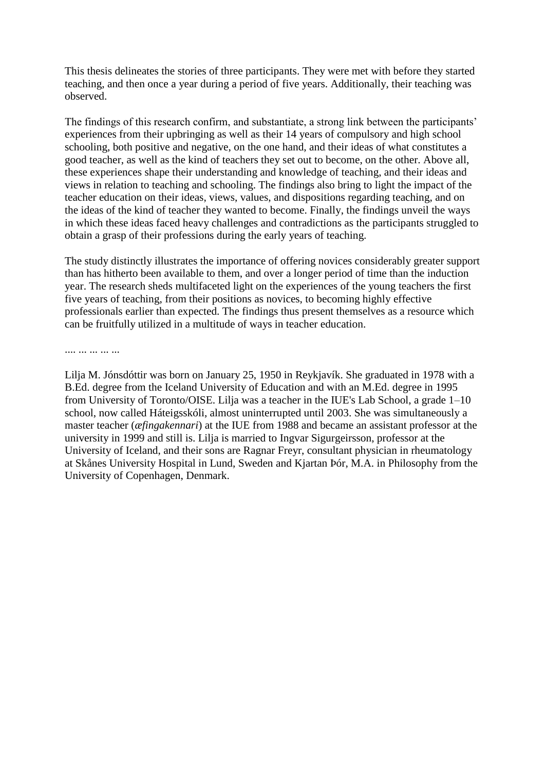This thesis delineates the stories of three participants. They were met with before they started teaching, and then once a year during a period of five years. Additionally, their teaching was observed.

The findings of this research confirm, and substantiate, a strong link between the participants' experiences from their upbringing as well as their 14 years of compulsory and high school schooling, both positive and negative, on the one hand, and their ideas of what constitutes a good teacher, as well as the kind of teachers they set out to become, on the other. Above all, these experiences shape their understanding and knowledge of teaching, and their ideas and views in relation to teaching and schooling. The findings also bring to light the impact of the teacher education on their ideas, views, values, and dispositions regarding teaching, and on the ideas of the kind of teacher they wanted to become. Finally, the findings unveil the ways in which these ideas faced heavy challenges and contradictions as the participants struggled to obtain a grasp of their professions during the early years of teaching.

The study distinctly illustrates the importance of offering novices considerably greater support than has hitherto been available to them, and over a longer period of time than the induction year. The research sheds multifaceted light on the experiences of the young teachers the first five years of teaching, from their positions as novices, to becoming highly effective professionals earlier than expected. The findings thus present themselves as a resource which can be fruitfully utilized in a multitude of ways in teacher education.

.... ... ... ... ...

Lilja M. Jónsdóttir was born on January 25, 1950 in Reykjavík. She graduated in 1978 with a B.Ed. degree from the Iceland University of Education and with an M.Ed. degree in 1995 from University of Toronto/OISE. Lilja was a teacher in the IUE's Lab School, a grade 1–10 school, now called Háteigsskóli, almost uninterrupted until 2003. She was simultaneously a master teacher (*æfingakennari*) at the IUE from 1988 and became an assistant professor at the university in 1999 and still is. Lilja is married to Ingvar Sigurgeirsson, professor at the University of Iceland, and their sons are Ragnar Freyr, consultant physician in rheumatology at Skånes University Hospital in Lund, Sweden and Kjartan Þór, M.A. in Philosophy from the University of Copenhagen, Denmark.